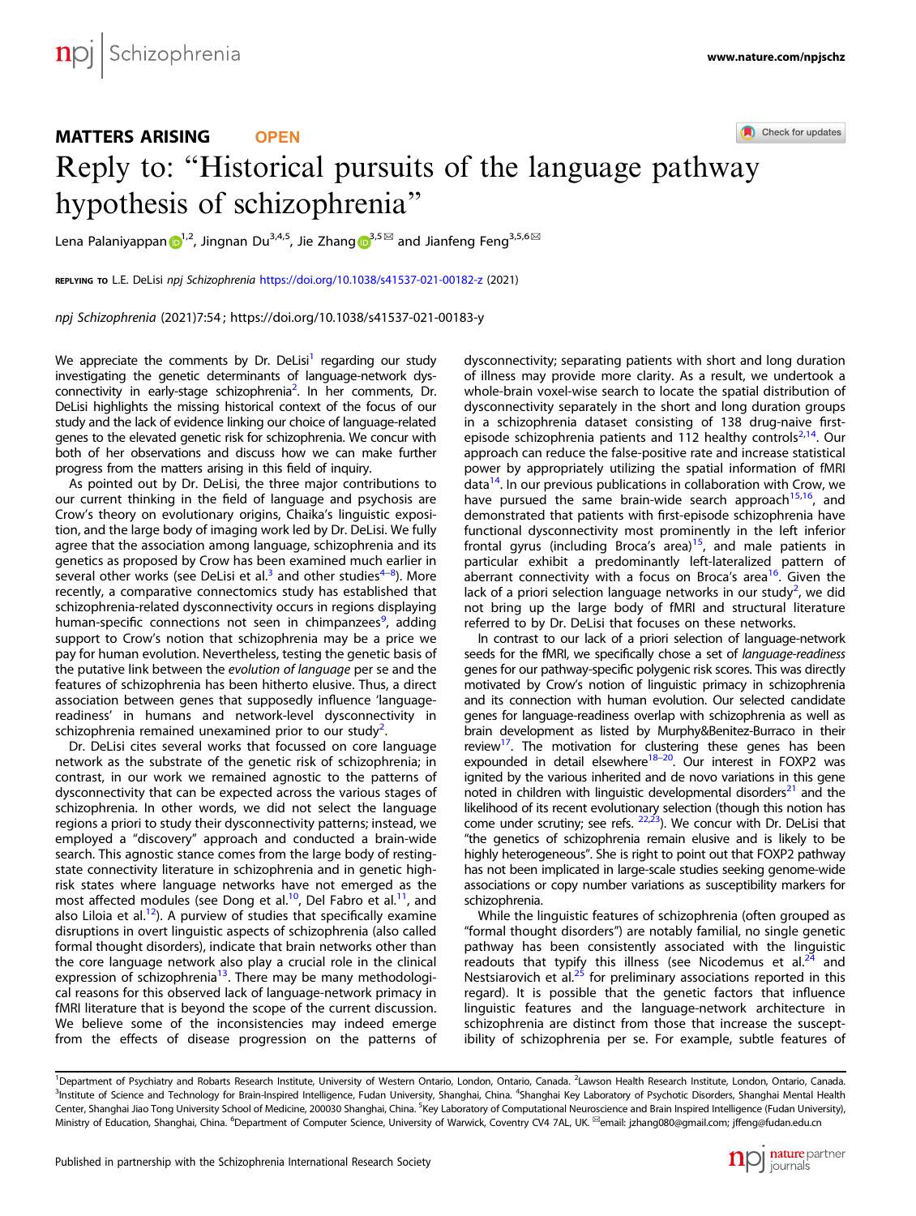MATTERS ARISING OPEN

# Reply to: "Historical pursuits of the language pathway hypothesis of schizophrenia"

Lena Palaniyappan[1,2], Jingnan Du[3,4,5], Jie Zhang[3,5] and Jianfeng Feng[3,5,6]

REPLYING TO L.E. DeLisi *npj Schizophrenia* https://doi.org/10.1038/s41537-021-00182-z (2021)

*npj Schizophrenia* (2021)7:54 ; https://doi.org/10.1038/s41537-021-00183-y

We appreciate the comments by Dr. DeLisi[1] regarding our study investigating the genetic determinants of language-network dysconnectivity in early-stage schizophrenia[2]. In her comments, Dr. DeLisi highlights the missing historical context of the focus of our study and the lack of evidence linking our choice of language-related genes to the elevated genetic risk for schizophrenia. We concur with both of her observations and discuss how we can make further progress from the matters arising in this field of inquiry.

As pointed out by Dr. DeLisi, the three major contributions to our current thinking in the field of language and psychosis are Crow's theory on evolutionary origins, Chaika's linguistic exposition, and the large body of imaging work led by Dr. DeLisi. We fully agree that the association among language, schizophrenia and its genetics as proposed by Crow has been examined much earlier in several other works (see DeLisi et al.[3] and other studies[4–8]). More recently, a comparative connectomics study has established that schizophrenia-related dysconnectivity occurs in regions displaying human-specific connections not seen in chimpanzees[9], adding support to Crow's notion that schizophrenia may be a price we pay for human evolution. Nevertheless, testing the genetic basis of the putative link between the *evolution of language* per se and the features of schizophrenia has been hitherto elusive. Thus, a direct association between genes that supposedly influence 'language-readiness' in humans and network-level dysconnectivity in schizophrenia remained unexamined prior to our study[2].

Dr. DeLisi cites several works that focussed on core language network as the substrate of the genetic risk of schizophrenia; in contrast, in our work we remained agnostic to the patterns of dysconnectivity that can be expected across the various stages of schizophrenia. In other words, we did not select the language regions a priori to study their dysconnectivity patterns; instead, we employed a "discovery" approach and conducted a brain-wide search. This agnostic stance comes from the large body of resting-state connectivity literature in schizophrenia and in genetic high-risk states where language networks have not emerged as the most affected modules (see Dong et al.[10], Del Fabro et al.[11], and also Liloia et al.[12]). A purview of studies that specifically examine disruptions in overt linguistic aspects of schizophrenia (also called formal thought disorders), indicate that brain networks other than the core language network also play a crucial role in the clinical expression of schizophrenia[13]. There may be many methodological reasons for this observed lack of language-network primacy in fMRI literature that is beyond the scope of the current discussion. We believe some of the inconsistencies may indeed emerge from the effects of disease progression on the patterns of dysconnectivity; separating patients with short and long duration of illness may provide more clarity. As a result, we undertook a whole-brain voxel-wise search to locate the spatial distribution of dysconnectivity separately in the short and long duration groups in a schizophrenia dataset consisting of 138 drug-naive first-episode schizophrenia patients and 112 healthy controls[2,14]. Our approach can reduce the false-positive rate and increase statistical power by appropriately utilizing the spatial information of fMRI data[14]. In our previous publications in collaboration with Crow, we have pursued the same brain-wide search approach[15,16], and demonstrated that patients with first-episode schizophrenia have functional dysconnectivity most prominently in the left inferior frontal gyrus (including Broca's area)[15], and male patients in particular exhibit a predominantly left-lateralized pattern of aberrant connectivity with a focus on Broca's area[16]. Given the lack of a priori selection language networks in our study[2], we did not bring up the large body of fMRI and structural literature referred to by Dr. DeLisi that focuses on these networks.

In contrast to our lack of a priori selection of language-network seeds for the fMRI, we specifically chose a set of *language-readiness* genes for our pathway-specific polygenic risk scores. This was directly motivated by Crow's notion of linguistic primacy in schizophrenia and its connection with human evolution. Our selected candidate genes for language-readiness overlap with schizophrenia as well as brain development as listed by Murphy&Benitez-Burraco in their review[17]. The motivation for clustering these genes has been expounded in detail elsewhere[18–20]. Our interest in FOXP2 was ignited by the various inherited and de novo variations in this gene noted in children with linguistic developmental disorders[21] and the likelihood of its recent evolutionary selection (though this notion has come under scrutiny; see refs. [22,23]). We concur with Dr. DeLisi that "the genetics of schizophrenia remain elusive and is likely to be highly heterogeneous". She is right to point out that FOXP2 pathway has not been implicated in large-scale studies seeking genome-wide associations or copy number variations as susceptibility markers for schizophrenia.

While the linguistic features of schizophrenia (often grouped as "formal thought disorders") are notably familial, no single genetic pathway has been consistently associated with the linguistic readouts that typify this illness (see Nicodemus et al.[24] and Nestsiarovich et al.[25] for preliminary associations reported in this regard). It is possible that the genetic factors that influence linguistic features and the language-network architecture in schizophrenia are distinct from those that increase the susceptibility of schizophrenia per se. For example, subtle features of

[1]Department of Psychiatry and Robarts Research Institute, University of Western Ontario, London, Ontario, Canada. [2]Lawson Health Research Institute, London, Ontario, Canada. [3]Institute of Science and Technology for Brain-Inspired Intelligence, Fudan University, Shanghai, China. [4]Shanghai Key Laboratory of Psychotic Disorders, Shanghai Mental Health Center, Shanghai Jiao Tong University School of Medicine, 200030 Shanghai, China. [5]Key Laboratory of Computational Neuroscience and Brain Inspired Intelligence (Fudan University), Ministry of Education, Shanghai, China. [6]Department of Computer Science, University of Warwick, Coventry CV4 7AL, UK. email: jzhang080@gmail.com; jffeng@fudan.edu.cn

Published in partnership with the Schizophrenia International Research Society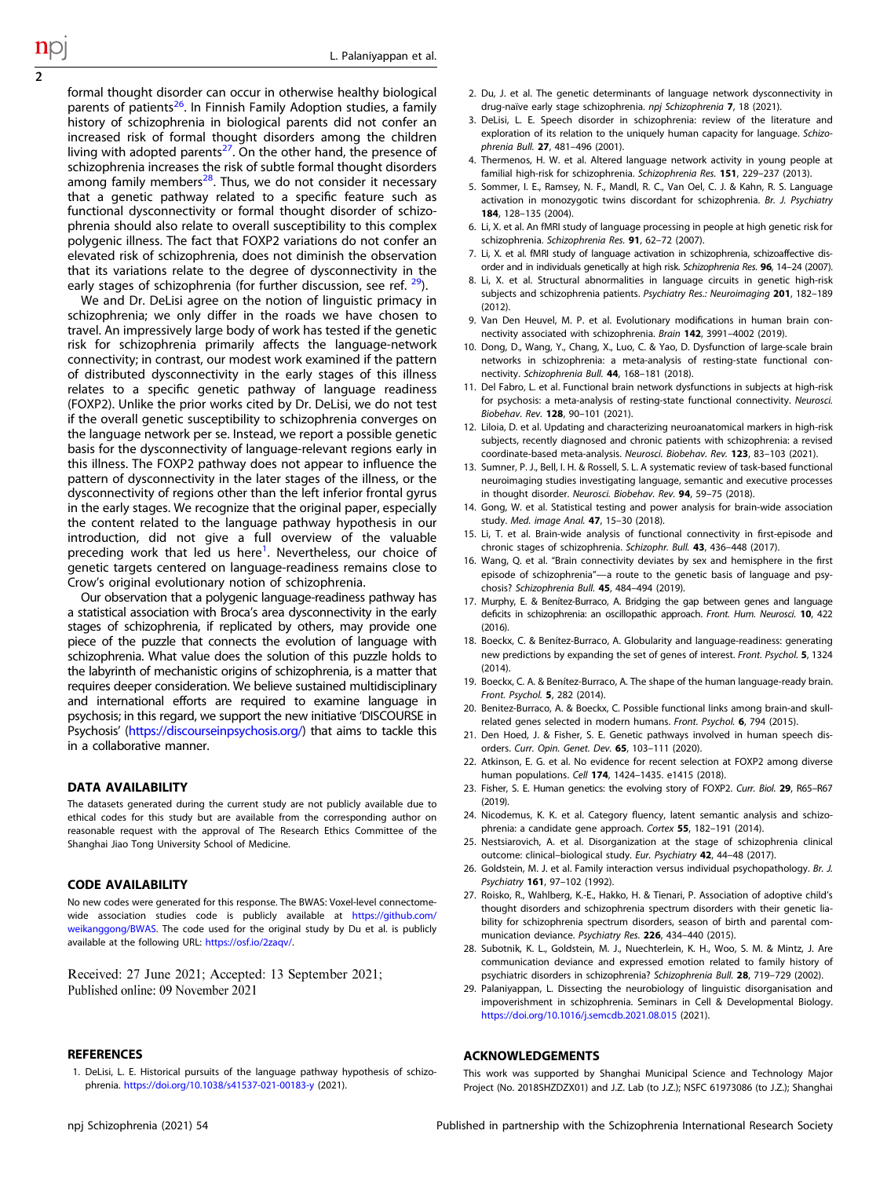formal thought disorder can occur in otherwise healthy biological parents of patients[26]. In Finnish Family Adoption studies, a family history of schizophrenia in biological parents did not confer an increased risk of formal thought disorders among the children living with adopted parents[27]. On the other hand, the presence of schizophrenia increases the risk of subtle formal thought disorders among family members[28]. Thus, we do not consider it necessary that a genetic pathway related to a specific feature such as functional dysconnectivity or formal thought disorder of schizophrenia should also relate to overall susceptibility to this complex polygenic illness. The fact that FOXP2 variations do not confer an elevated risk of schizophrenia, does not diminish the observation that its variations relate to the degree of dysconnectivity in the early stages of schizophrenia (for further discussion, see ref. [29]).

We and Dr. DeLisi agree on the notion of linguistic primacy in schizophrenia; we only differ in the roads we have chosen to travel. An impressively large body of work has tested if the genetic risk for schizophrenia primarily affects the language-network connectivity; in contrast, our modest work examined if the pattern of distributed dysconnectivity in the early stages of this illness relates to a specific genetic pathway of language readiness (FOXP2). Unlike the prior works cited by Dr. DeLisi, we do not test if the overall genetic susceptibility to schizophrenia converges on the language network per se. Instead, we report a possible genetic basis for the dysconnectivity of language-relevant regions early in this illness. The FOXP2 pathway does not appear to influence the pattern of dysconnectivity in the later stages of the illness, or the dysconnectivity of regions other than the left inferior frontal gyrus in the early stages. We recognize that the original paper, especially the content related to the language pathway hypothesis in our introduction, did not give a full overview of the valuable preceding work that led us here[1]. Nevertheless, our choice of genetic targets centered on language-readiness remains close to Crow's original evolutionary notion of schizophrenia.

Our observation that a polygenic language-readiness pathway has a statistical association with Broca's area dysconnectivity in the early stages of schizophrenia, if replicated by others, may provide one piece of the puzzle that connects the evolution of language with schizophrenia. What value does the solution of this puzzle holds to the labyrinth of mechanistic origins of schizophrenia, is a matter that requires deeper consideration. We believe sustained multidisciplinary and international efforts are required to examine language in psychosis; in this regard, we support the new initiative 'DISCOURSE in Psychosis' (https://discourseinpsychosis.org/) that aims to tackle this in a collaborative manner.

## DATA AVAILABILITY

The datasets generated during the current study are not publicly available due to ethical codes for this study but are available from the corresponding author on reasonable request with the approval of The Research Ethics Committee of the Shanghai Jiao Tong University School of Medicine.

## CODE AVAILABILITY

No new codes were generated for this response. The BWAS: Voxel-level connectome-wide association studies code is publicly available at https://github.com/weikanggong/BWAS. The code used for the original study by Du et al. is publicly available at the following URL: https://osf.io/2zaqv/.

Received: 27 June 2021; Accepted: 13 September 2021;
Published online: 09 November 2021

## REFERENCES

1. DeLisi, L. E. Historical pursuits of the language pathway hypothesis of schizophrenia. https://doi.org/10.1038/s41537-021-00183-y (2021).
2. Du, J. et al. The genetic determinants of language network dysconnectivity in drug-naïve early stage schizophrenia. *npj Schizophrenia* **7**, 18 (2021).
3. DeLisi, L. E. Speech disorder in schizophrenia: review of the literature and exploration of its relation to the uniquely human capacity for language. *Schizophrenia Bull.* **27**, 481–496 (2001).
4. Thermenos, H. W. et al. Altered language network activity in young people at familial high-risk for schizophrenia. *Schizophrenia Res.* **151**, 229–237 (2013).
5. Sommer, I. E., Ramsey, N. F., Mandl, R. C., Van Oel, C. J. & Kahn, R. S. Language activation in monozygotic twins discordant for schizophrenia. *Br. J. Psychiatry* **184**, 128–135 (2004).
6. Li, X. et al. An fMRI study of language processing in people at high genetic risk for schizophrenia. *Schizophrenia Res.* **91**, 62–72 (2007).
7. Li, X. et al. fMRI study of language activation in schizophrenia, schizoaffective disorder and in individuals genetically at high risk. *Schizophrenia Res.* **96**, 14–24 (2007).
8. Li, X. et al. Structural abnormalities in language circuits in genetic high-risk subjects and schizophrenia patients. *Psychiatry Res.: Neuroimaging* **201**, 182–189 (2012).
9. Van Den Heuvel, M. P. et al. Evolutionary modifications in human brain connectivity associated with schizophrenia. *Brain* **142**, 3991–4002 (2019).
10. Dong, D., Wang, Y., Chang, X., Luo, C. & Yao, D. Dysfunction of large-scale brain networks in schizophrenia: a meta-analysis of resting-state functional connectivity. *Schizophrenia Bull.* **44**, 168–181 (2018).
11. Del Fabro, L. et al. Functional brain network dysfunctions in subjects at high-risk for psychosis: a meta-analysis of resting-state functional connectivity. *Neurosci. Biobehav. Rev.* **128**, 90–101 (2021).
12. Liloia, D. et al. Updating and characterizing neuroanatomical markers in high-risk subjects, recently diagnosed and chronic patients with schizophrenia: a revised coordinate-based meta-analysis. *Neurosci. Biobehav. Rev.* **123**, 83–103 (2021).
13. Sumner, P. J., Bell, I. H. & Rossell, S. L. A systematic review of task-based functional neuroimaging studies investigating language, semantic and executive processes in thought disorder. *Neurosci. Biobehav. Rev.* **94**, 59–75 (2018).
14. Gong, W. et al. Statistical testing and power analysis for brain-wide association study. *Med. image Anal.* **47**, 15–30 (2018).
15. Li, T. et al. Brain-wide analysis of functional connectivity in first-episode and chronic stages of schizophrenia. *Schizophr. Bull.* **43**, 436–448 (2017).
16. Wang, Q. et al. "Brain connectivity deviates by sex and hemisphere in the first episode of schizophrenia"—a route to the genetic basis of language and psychosis? *Schizophrenia Bull.* **45**, 484–494 (2019).
17. Murphy, E. & Benítez-Burraco, A. Bridging the gap between genes and language deficits in schizophrenia: an oscillopathic approach. *Front. Hum. Neurosci.* **10**, 422 (2016).
18. Boeckx, C. & Benítez-Burraco, A. Globularity and language-readiness: generating new predictions by expanding the set of genes of interest. *Front. Psychol.* **5**, 1324 (2014).
19. Boeckx, C. A. & Benítez-Burraco, A. The shape of the human language-ready brain. *Front. Psychol.* **5**, 282 (2014).
20. Benitez-Burraco, A. & Boeckx, C. Possible functional links among brain-and skull-related genes selected in modern humans. *Front. Psychol.* **6**, 794 (2015).
21. Den Hoed, J. & Fisher, S. E. Genetic pathways involved in human speech disorders. *Curr. Opin. Genet. Dev.* **65**, 103–111 (2020).
22. Atkinson, E. G. et al. No evidence for recent selection at FOXP2 among diverse human populations. *Cell* **174**, 1424–1435. e1415 (2018).
23. Fisher, S. E. Human genetics: the evolving story of FOXP2. *Curr. Biol.* **29**, R65–R67 (2019).
24. Nicodemus, K. K. et al. Category fluency, latent semantic analysis and schizophrenia: a candidate gene approach. *Cortex* **55**, 182–191 (2014).
25. Nestsiarovich, A. et al. Disorganization at the stage of schizophrenia clinical outcome: clinical–biological study. *Eur. Psychiatry* **42**, 44–48 (2017).
26. Goldstein, M. J. et al. Family interaction versus individual psychopathology. *Br. J. Psychiatry* **161**, 97–102 (1992).
27. Roisko, R., Wahlberg, K.-E., Hakko, H. & Tienari, P. Association of adoptive child's thought disorders and schizophrenia spectrum disorders with their genetic liability for schizophrenia spectrum disorders, season of birth and parental communication deviance. *Psychiatry Res.* **226**, 434–440 (2015).
28. Subotnik, K. L., Goldstein, M. J., Nuechterlein, K. H., Woo, S. M. & Mintz, J. Are communication deviance and expressed emotion related to family history of psychiatric disorders in schizophrenia? *Schizophrenia Bull.* **28**, 719–729 (2002).
29. Palaniyappan, L. Dissecting the neurobiology of linguistic disorganisation and impoverishment in schizophrenia. Seminars in Cell & Developmental Biology. https://doi.org/10.1016/j.semcdb.2021.08.015 (2021).

## ACKNOWLEDGEMENTS

This work was supported by Shanghai Municipal Science and Technology Major Project (No. 2018SHZDZX01) and J.Z. Lab (to J.Z.); NSFC 61973086 (to J.Z.); Shanghai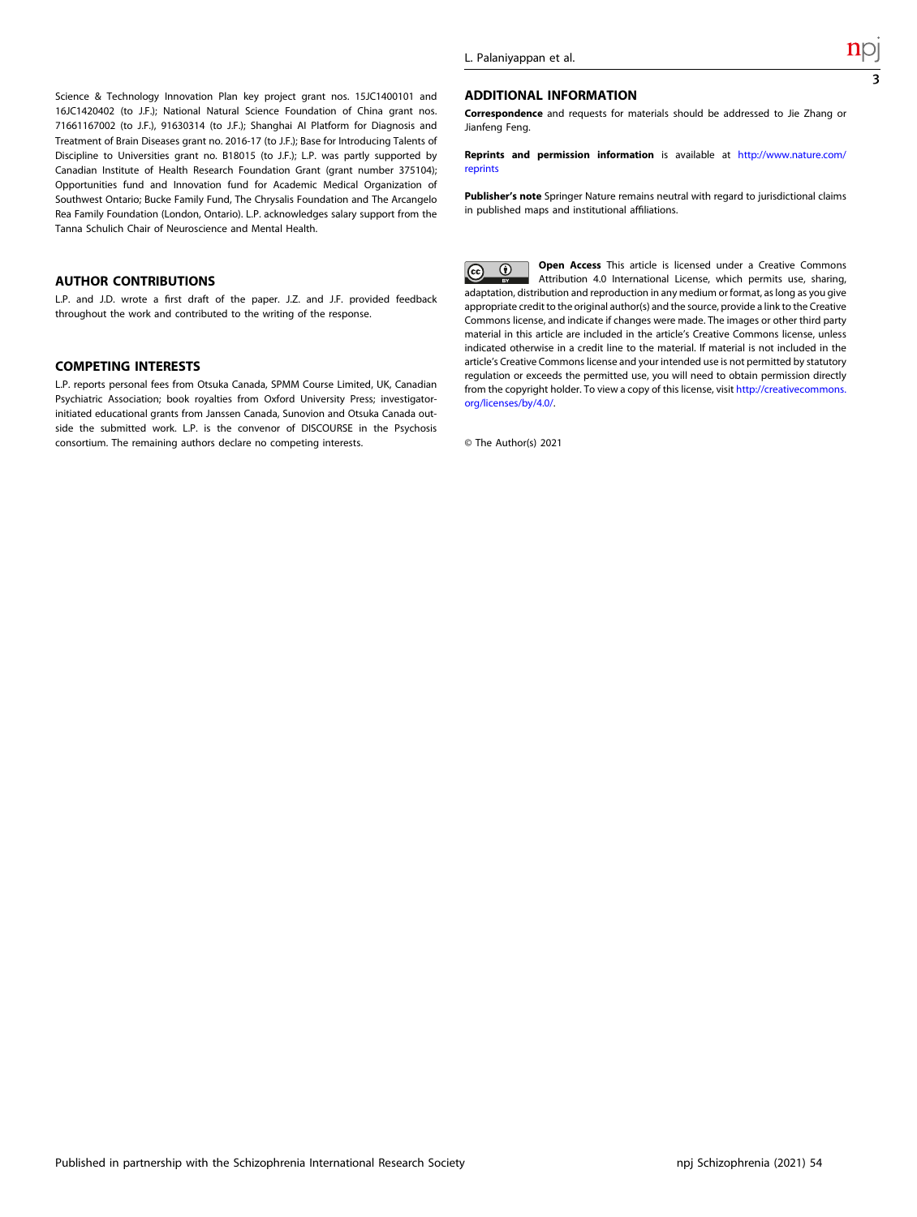Science & Technology Innovation Plan key project grant nos. 15JC1400101 and 16JC1420402 (to J.F.); National Natural Science Foundation of China grant nos. 71661167002 (to J.F.), 91630314 (to J.F.); Shanghai AI Platform for Diagnosis and Treatment of Brain Diseases grant no. 2016-17 (to J.F.); Base for Introducing Talents of Discipline to Universities grant no. B18015 (to J.F.); L.P. was partly supported by Canadian Institute of Health Research Foundation Grant (grant number 375104); Opportunities fund and Innovation fund for Academic Medical Organization of Southwest Ontario; Bucke Family Fund, The Chrysalis Foundation and The Arcangelo Rea Family Foundation (London, Ontario). L.P. acknowledges salary support from the Tanna Schulich Chair of Neuroscience and Mental Health.

## AUTHOR CONTRIBUTIONS

L.P. and J.D. wrote a first draft of the paper. J.Z. and J.F. provided feedback throughout the work and contributed to the writing of the response.

## COMPETING INTERESTS

L.P. reports personal fees from Otsuka Canada, SPMM Course Limited, UK, Canadian Psychiatric Association; book royalties from Oxford University Press; investigator-initiated educational grants from Janssen Canada, Sunovion and Otsuka Canada outside the submitted work. L.P. is the convenor of DISCOURSE in the Psychosis consortium. The remaining authors declare no competing interests.

## ADDITIONAL INFORMATION

**Correspondence** and requests for materials should be addressed to Jie Zhang or Jianfeng Feng.

**Reprints and permission information** is available at http://www.nature.com/reprints

**Publisher's note** Springer Nature remains neutral with regard to jurisdictional claims in published maps and institutional affiliations.

**Open Access** This article is licensed under a Creative Commons Attribution 4.0 International License, which permits use, sharing, adaptation, distribution and reproduction in any medium or format, as long as you give appropriate credit to the original author(s) and the source, provide a link to the Creative Commons license, and indicate if changes were made. The images or other third party material in this article are included in the article's Creative Commons license, unless indicated otherwise in a credit line to the material. If material is not included in the article's Creative Commons license and your intended use is not permitted by statutory regulation or exceeds the permitted use, you will need to obtain permission directly from the copyright holder. To view a copy of this license, visit http://creativecommons.org/licenses/by/4.0/.

© The Author(s) 2021